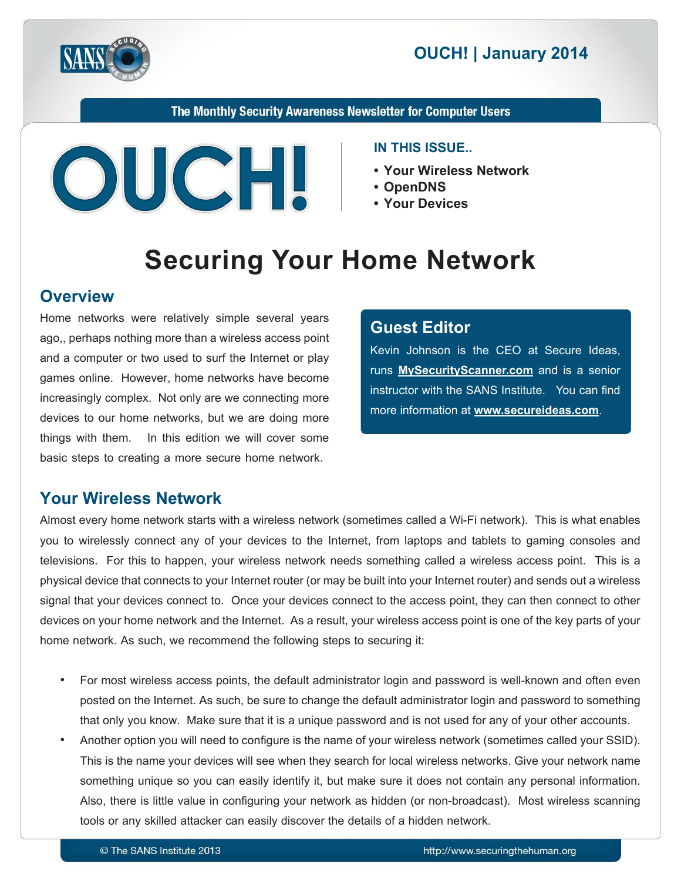OUCH! | January 2014

The Monthly Security Awareness Newsletter for Computer Users

**IN THIS ISSUE..**

- Your Wireless Network
- OpenDNS
- Your Devices

# Securing Your Home Network

## Overview

Home networks were relatively simple several years ago,, perhaps nothing more than a wireless access point and a computer or two used to surf the Internet or play games online. However, home networks have become increasingly complex. Not only are we connecting more devices to our home networks, but we are doing more things with them. In this edition we will cover some basic steps to creating a more secure home network.

### Guest Editor

Kevin Johnson is the CEO at Secure Ideas, runs **MySecurityScanner.com** and is a senior instructor with the SANS Institute. You can find more information at **www.secureideas.com**.

## Your Wireless Network

Almost every home network starts with a wireless network (sometimes called a Wi-Fi network). This is what enables you to wirelessly connect any of your devices to the Internet, from laptops and tablets to gaming consoles and televisions. For this to happen, your wireless network needs something called a wireless access point. This is a physical device that connects to your Internet router (or may be built into your Internet router) and sends out a wireless signal that your devices connect to. Once your devices connect to the access point, they can then connect to other devices on your home network and the Internet. As a result, your wireless access point is one of the key parts of your home network. As such, we recommend the following steps to securing it:

- For most wireless access points, the default administrator login and password is well-known and often even posted on the Internet. As such, be sure to change the default administrator login and password to something that only you know. Make sure that it is a unique password and is not used for any of your other accounts.
- Another option you will need to configure is the name of your wireless network (sometimes called your SSID). This is the name your devices will see when they search for local wireless networks. Give your network name something unique so you can easily identify it, but make sure it does not contain any personal information. Also, there is little value in configuring your network as hidden (or non-broadcast). Most wireless scanning tools or any skilled attacker can easily discover the details of a hidden network.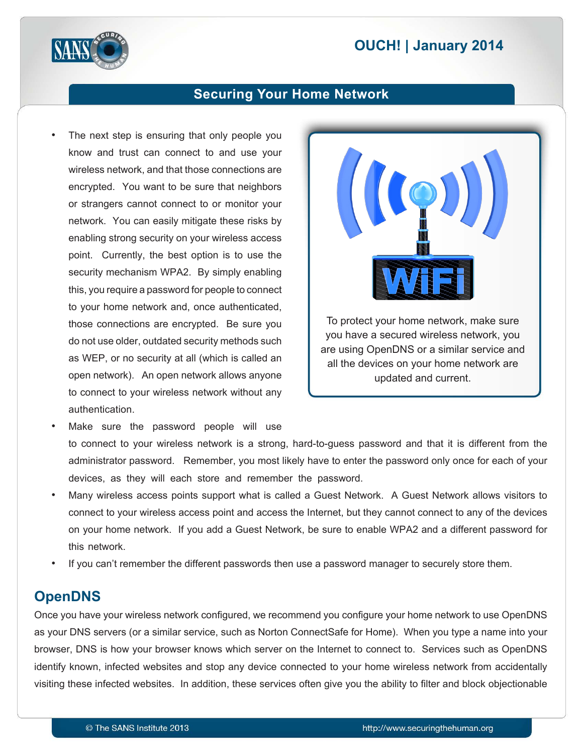- The next step is ensuring that only people you know and trust can connect to and use your wireless network, and that those connections are encrypted. You want to be sure that neighbors or strangers cannot connect to or monitor your network. You can easily mitigate these risks by enabling strong security on your wireless access point. Currently, the best option is to use the security mechanism WPA2. By simply enabling this, you require a password for people to connect to your home network and, once authenticated, those connections are encrypted. Be sure you do not use older, outdated security methods such as WEP, or no security at all (which is called an open network). An open network allows anyone to connect to your wireless network without any authentication.
- Make sure the password people will use to connect to your wireless network is a strong, hard-to-guess password and that it is different from the administrator password. Remember, you most likely have to enter the password only once for each of your devices, as they will each store and remember the password.
- Many wireless access points support what is called a Guest Network. A Guest Network allows visitors to connect to your wireless access point and access the Internet, but they cannot connect to any of the devices on your home network. If you add a Guest Network, be sure to enable WPA2 and a different password for this network.
- If you can't remember the different passwords then use a password manager to securely store them.

To protect your home network, make sure you have a secured wireless network, you are using OpenDNS or a similar service and all the devices on your home network are updated and current.

## OpenDNS

Once you have your wireless network configured, we recommend you configure your home network to use OpenDNS as your DNS servers (or a similar service, such as Norton ConnectSafe for Home). When you type a name into your browser, DNS is how your browser knows which server on the Internet to connect to. Services such as OpenDNS identify known, infected websites and stop any device connected to your home wireless network from accidentally visiting these infected websites. In addition, these services often give you the ability to filter and block objectionable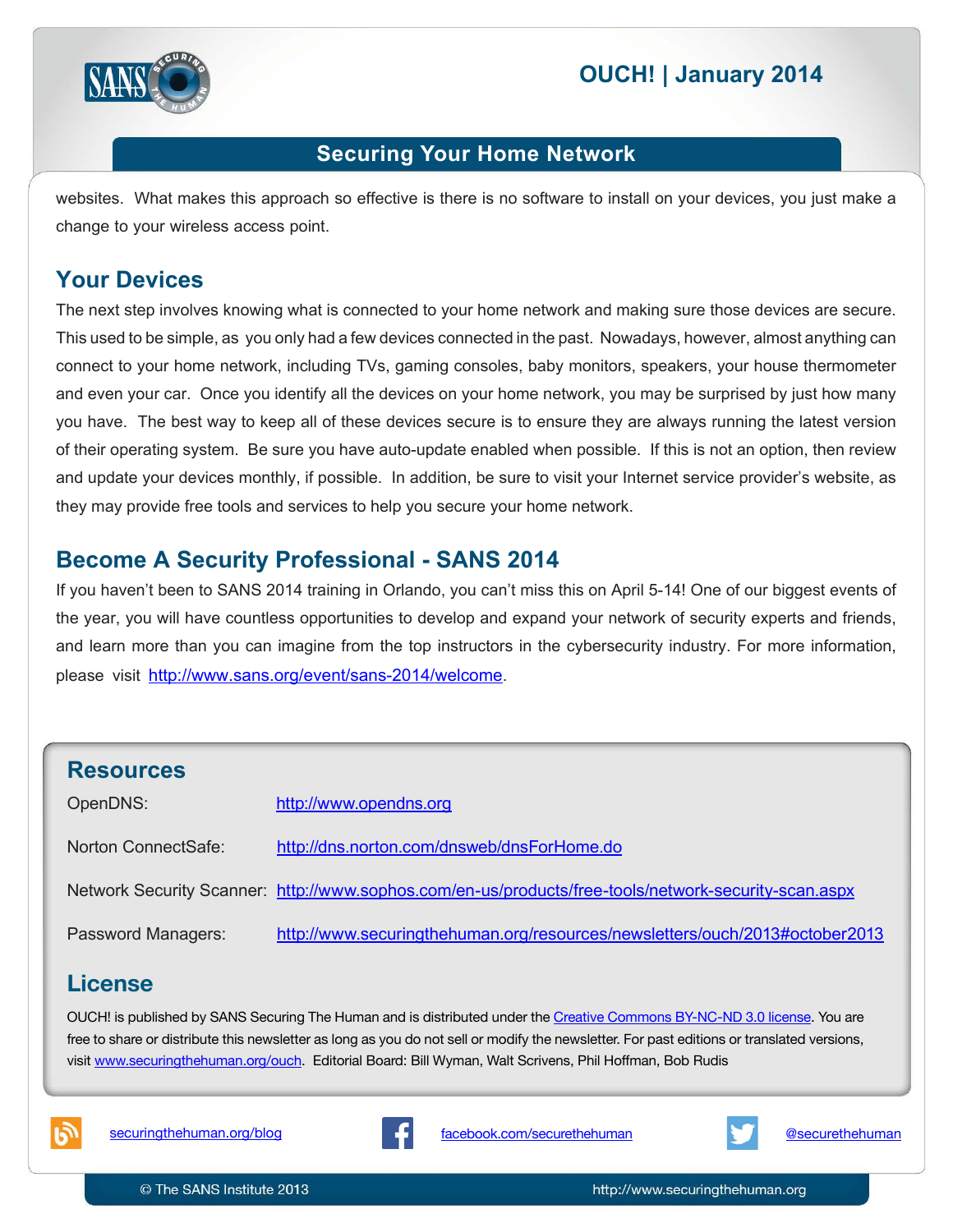websites. What makes this approach so effective is there is no software to install on your devices, you just make a change to your wireless access point.

## Your Devices

The next step involves knowing what is connected to your home network and making sure those devices are secure. This used to be simple, as you only had a few devices connected in the past. Nowadays, however, almost anything can connect to your home network, including TVs, gaming consoles, baby monitors, speakers, your house thermometer and even your car. Once you identify all the devices on your home network, you may be surprised by just how many you have. The best way to keep all of these devices secure is to ensure they are always running the latest version of their operating system. Be sure you have auto-update enabled when possible. If this is not an option, then review and update your devices monthly, if possible. In addition, be sure to visit your Internet service provider's website, as they may provide free tools and services to help you secure your home network.

## Become A Security Professional - SANS 2014

If you haven't been to SANS 2014 training in Orlando, you can't miss this on April 5-14! One of our biggest events of the year, you will have countless opportunities to develop and expand your network of security experts and friends, and learn more than you can imagine from the top instructors in the cybersecurity industry. For more information, please visit http://www.sans.org/event/sans-2014/welcome.

## Resources

| | |
|---|---|
| OpenDNS: | http://www.opendns.org |
| Norton ConnectSafe: | http://dns.norton.com/dnsweb/dnsForHome.do |
| Network Security Scanner: | http://www.sophos.com/en-us/products/free-tools/network-security-scan.aspx |
| Password Managers: | http://www.securingthehuman.org/resources/newsletters/ouch/2013#october2013 |

## License

OUCH! is published by SANS Securing The Human and is distributed under the Creative Commons BY-NC-ND 3.0 license. You are free to share or distribute this newsletter as long as you do not sell or modify the newsletter. For past editions or translated versions, visit www.securingthehuman.org/ouch. Editorial Board: Bill Wyman, Walt Scrivens, Phil Hoffman, Bob Rudis

securingthehuman.org/blog    facebook.com/securethehuman    @securethehuman